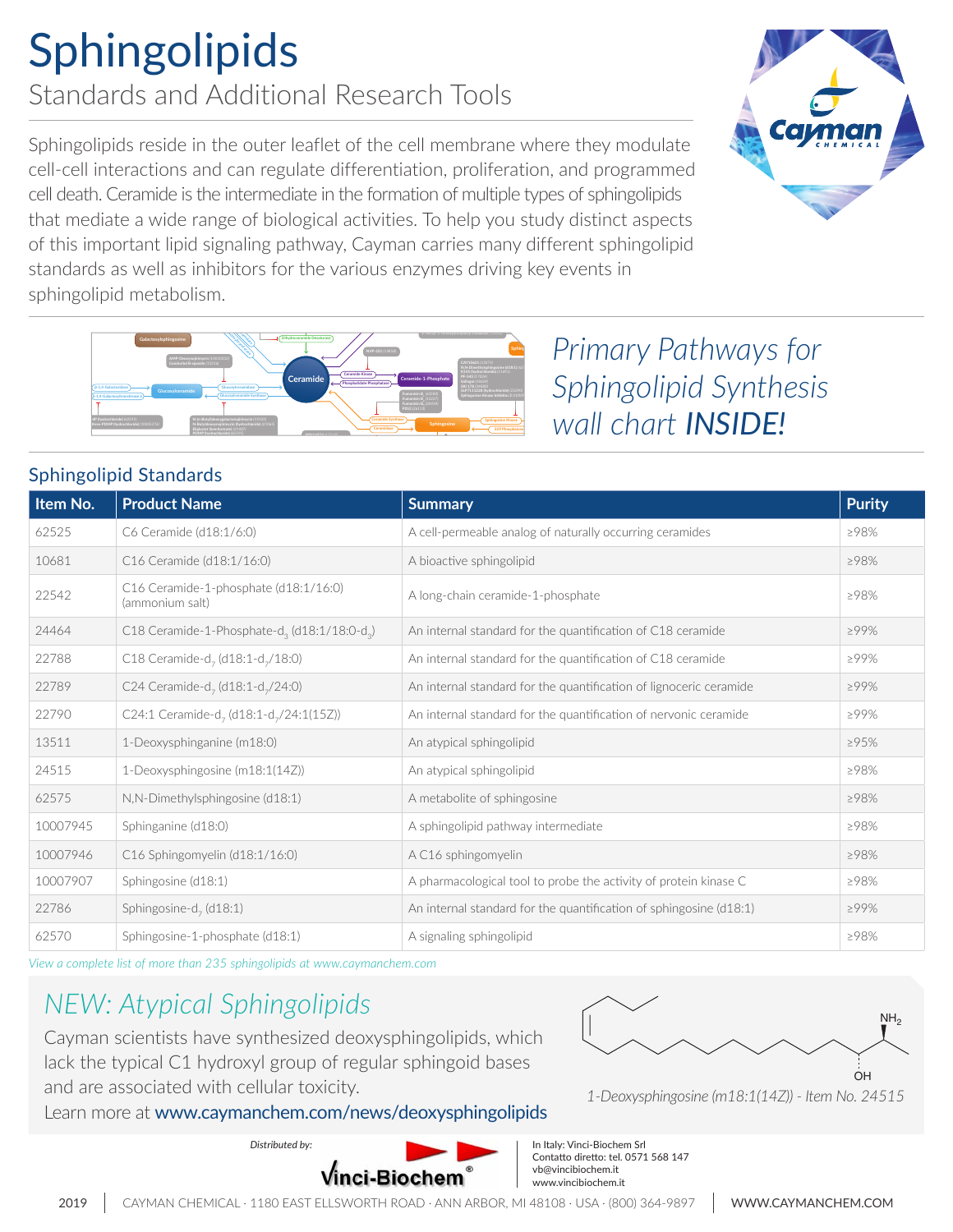# Sphingolipids

## Standards and Additional Research Tools

Sphingolipids reside in the outer leaflet of the cell membrane where they modulate cell-cell interactions and can regulate differentiation, proliferation, and programmed cell death. Ceramide is the intermediate in the formation of multiple types of sphingolipids that mediate a wide range of biological activities. To help you study distinct aspects of this important lipid signaling pathway, Cayman carries many different sphingolipid standards as well as inhibitors for the various enzymes driving key events in sphingolipid metabolism.

*Primary Pathways for Sphingolipid Synthesis wall chart* ***INSIDE!***

### Sphingolipid Standards

| Item No. | Product Name | Summary | Purity |
|---|---|---|---|
| 62525 | C6 Ceramide (d18:1/6:0) | A cell-permeable analog of naturally occurring ceramides | ≥98% |
| 10681 | C16 Ceramide (d18:1/16:0) | A bioactive sphingolipid | ≥98% |
| 22542 | C16 Ceramide-1-phosphate (d18:1/16:0) (ammonium salt) | A long-chain ceramide-1-phosphate | ≥98% |
| 24464 | C18 Ceramide-1-Phosphate-$d_3$ (d18:1/18:0-$d_3$) | An internal standard for the quantification of C18 ceramide | ≥99% |
| 22788 | C18 Ceramide-$d_7$ (d18:1-$d_7$/18:0) | An internal standard for the quantification of C18 ceramide | ≥99% |
| 22789 | C24 Ceramide-$d_7$ (d18:1-$d_7$/24:0) | An internal standard for the quantification of lignoceric ceramide | ≥99% |
| 22790 | C24:1 Ceramide-$d_7$ (d18:1-$d_7$/24:1(15Z)) | An internal standard for the quantification of nervonic ceramide | ≥99% |
| 13511 | 1-Deoxysphinganine (m18:0) | An atypical sphingolipid | ≥95% |
| 24515 | 1-Deoxysphingosine (m18:1(14Z)) | An atypical sphingolipid | ≥98% |
| 62575 | N,N-Dimethylsphingosine (d18:1) | A metabolite of sphingosine | ≥98% |
| 10007945 | Sphinganine (d18:0) | A sphingolipid pathway intermediate | ≥98% |
| 10007946 | C16 Sphingomyelin (d18:1/16:0) | A C16 sphingomyelin | ≥98% |
| 10007907 | Sphingosine (d18:1) | A pharmacological tool to probe the activity of protein kinase C | ≥98% |
| 22786 | Sphingosine-$d_7$ (d18:1) | An internal standard for the quantification of sphingosine (d18:1) | ≥99% |
| 62570 | Sphingosine-1-phosphate (d18:1) | A signaling sphingolipid | ≥98% |

*View a complete list of more than 235 sphingolipids at www.caymanchem.com*

## NEW: Atypical Sphingolipids

Cayman scientists have synthesized deoxysphingolipids, which lack the typical C1 hydroxyl group of regular sphingoid bases and are associated with cellular toxicity.

Learn more at **www.caymanchem.com/news/deoxysphingolipids**

*1-Deoxysphingosine (m18:1(14Z)) - Item No. 24515*

*Distributed by:* Vinci-Biochem

In Italy: Vinci-Biochem Srl
Contatto diretto: tel. 0571 568 147
vb@vincibiochem.it
www.vincibiochem.it

2019 | CAYMAN CHEMICAL · 1180 EAST ELLSWORTH ROAD · ANN ARBOR, MI 48108 · USA · (800) 364-9897 | WWW.CAYMANCHEM.COM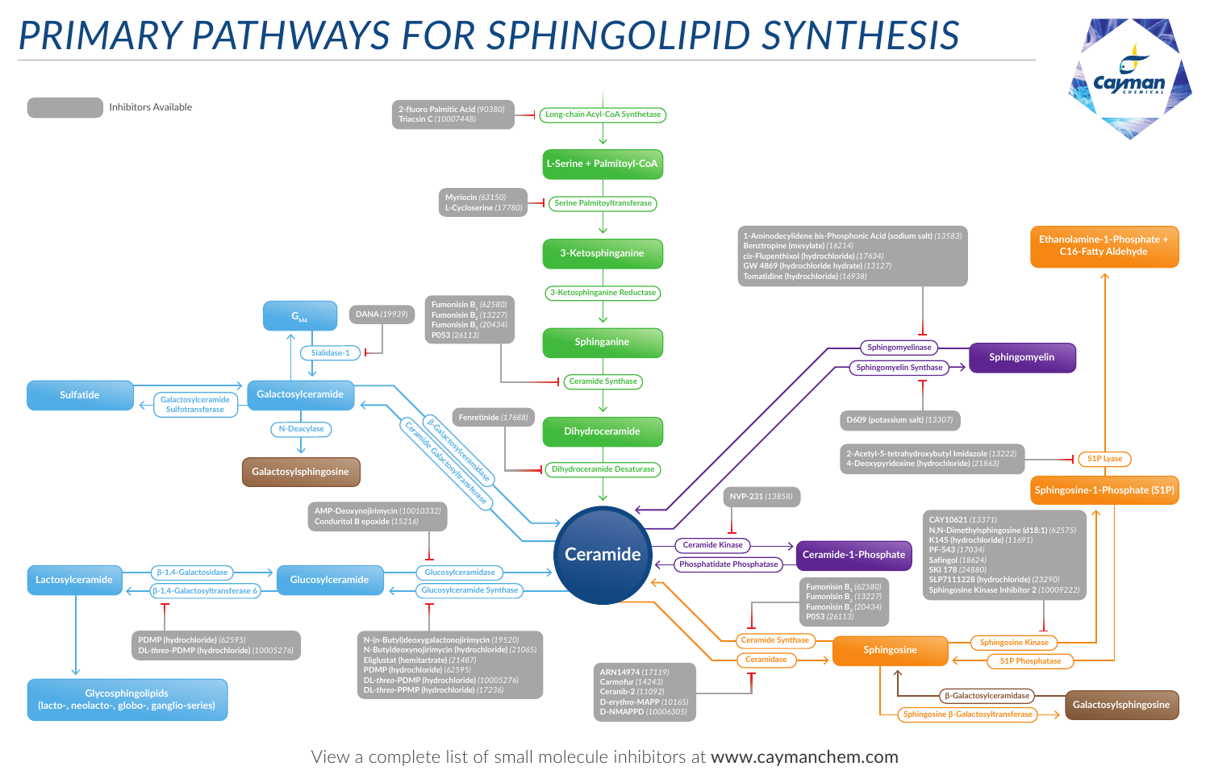# PRIMARY PATHWAYS FOR SPHINGOLIPID SYNTHESIS

Inhibitors Available

**Long-chain Acyl-CoA Synthetase**
- 2-fluoro Palmitic Acid *(90380)*
- Triacsin C *(10007448)*

**L-Serine + Palmitoyl-CoA**

**Serine Palmitoyltransferase**
- Myriocin *(63150)*
- L-Cycloserine *(17780)*

**3-Ketosphinganine**

**3-Ketosphinganine Reductase**

**Sphinganine**

**Ceramide Synthase**
- Fumonisin $B_1$ *(62580)*
- Fumonisin $B_2$ *(13227)*
- Fumonisin $B_3$ *(20434)*
- P053 *(26113)*

**Dihydroceramide**

**Dihydroceramide Desaturase**
- Fenretinide *(17688)*

**Ceramide**

**Sphingomyelinase**
- 1-Aminodecylidene *bis*-Phosphonic Acid (sodium salt) *(13583)*
- Benztropine (mesylate) *(16214)*
- cis-Flupenthixol (hydrochloride) *(17634)*
- GW 4869 (hydrochloride hydrate) *(13127)*
- Tomatidine (hydrochloride) *(16938)*

**Sphingomyelin Synthase**
- D609 (potassium salt) *(13307)*

**Sphingomyelin**

**Ceramide Kinase**
- NVP-231 *(13858)*

**Phosphatidate Phosphatase**

**Ceramide-1-Phosphate**

**Ceramide Synthase**
- Fumonisin $B_1$ *(62580)*
- Fumonisin $B_2$ *(13227)*
- Fumonisin $B_3$ *(20434)*
- P053 *(26113)*

**Ceramidase**
- ARN14974 *(17119)*
- Carmofur *(14243)*
- Ceranib-2 *(11092)*
- D-*erythro*-MAPP *(10165)*
- D-NMAPPD *(10006305)*

**Sphingosine**

**Sphingosine Kinase**
- CAY10621 *(13371)*
- N,N-Dimethylsphingosine (d18:1) *(62575)*
- K145 (hydrochloride) *(11691)*
- PF-543 *(17034)*
- Safingol *(18624)*
- SKI 178 *(24880)*
- SLP7111228 (hydrochloride) *(23290)*
- Sphingosine Kinase Inhibitor 2 *(10009222)*

**S1P Phosphatase**

**Sphingosine-1-Phosphate (S1P)**

**S1P Lyase**
- 2-Acetyl-5-tetrahydroxybutyl Imidazole *(13222)*
- 4-Deoxypyridoxine (hydrochloride) *(21863)*

**Ethanolamine-1-Phosphate + C16-Fatty Aldehyde**

**β-Galactosylceramidase**

**Sphingosine β-Galactosyltransferase**

**Galactosylsphingosine**

**β-Galactosylceramidase**

**Ceramide Galactosyltransferase**

**Galactosylceramide**

**Sialidase-1**
- DANA *(19939)*

**$G_{M4}$**

**Galactosylceramide Sulfotransferase**

**Sulfatide**

**N-Deacylase**

**Galactosylsphingosine**

**Glucosylceramidase**
- AMP-Deoxynojirimycin *(10010332)*
- Conduritol B epoxide *(15216)*

**Glucosylceramide Synthase**
- N-(n-Butyl)deoxygalactonojirimycin *(19520)*
- N-Butyldeoxynojirimycin (hydrochloride) *(21065)*
- Eliglustat (hemitartrate) *(21487)*
- PDMP (hydrochloride) *(62595)*
- DL-*threo*-PDMP (hydrochloride) *(10005276)*
- DL-*threo*-PPMP (hydrochloride) *(17236)*

**Glucosylceramide**

**β-1,4-Galactosidase**

**β-1,4-Galactosyltransferase 6**
- PDMP (hydrochloride) *(62595)*
- DL-*threo*-PDMP (hydrochloride) *(10005276)*

**Lactosylceramide**

**Glycosphingolipids (lacto-, neolacto-, globo-, ganglio-series)**

View a complete list of small molecule inhibitors at **www.caymanchem.com**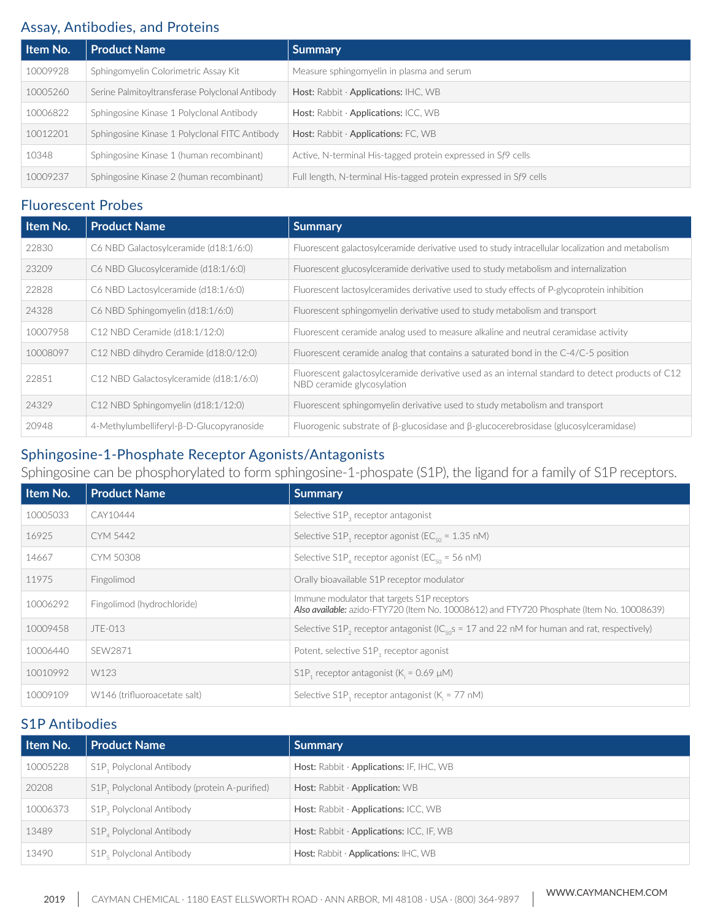## Assay, Antibodies, and Proteins

| Item No. | Product Name | Summary |
| --- | --- | --- |
| 10009928 | Sphingomyelin Colorimetric Assay Kit | Measure sphingomyelin in plasma and serum |
| 10005260 | Serine Palmitoyltransferase Polyclonal Antibody | **Host:** Rabbit · **Applications:** IHC, WB |
| 10006822 | Sphingosine Kinase 1 Polyclonal Antibody | **Host:** Rabbit · **Applications:** ICC, WB |
| 10012201 | Sphingosine Kinase 1 Polyclonal FITC Antibody | **Host:** Rabbit · **Applications:** FC, WB |
| 10348 | Sphingosine Kinase 1 (human recombinant) | Active, N-terminal His-tagged protein expressed in *Sf*9 cells |
| 10009237 | Sphingosine Kinase 2 (human recombinant) | Full length, N-terminal His-tagged protein expressed in *Sf*9 cells |

## Fluorescent Probes

| Item No. | Product Name | Summary |
| --- | --- | --- |
| 22830 | C6 NBD Galactosylceramide (d18:1/6:0) | Fluorescent galactosylceramide derivative used to study intracellular localization and metabolism |
| 23209 | C6 NBD Glucosylceramide (d18:1/6:0) | Fluorescent glucosylceramide derivative used to study metabolism and internalization |
| 22828 | C6 NBD Lactosylceramide (d18:1/6:0) | Fluorescent lactosylceramides derivative used to study effects of P-glycoprotein inhibition |
| 24328 | C6 NBD Sphingomyelin (d18:1/6:0) | Fluorescent sphingomyelin derivative used to study metabolism and transport |
| 10007958 | C12 NBD Ceramide (d18:1/12:0) | Fluorescent ceramide analog used to measure alkaline and neutral ceramidase activity |
| 10008097 | C12 NBD dihydro Ceramide (d18:0/12:0) | Fluorescent ceramide analog that contains a saturated bond in the C-4/C-5 position |
| 22851 | C12 NBD Galactosylceramide (d18:1/6:0) | Fluorescent galactosylceramide derivative used as an internal standard to detect products of C12 NBD ceramide glycosylation |
| 24329 | C12 NBD Sphingomyelin (d18:1/12:0) | Fluorescent sphingomyelin derivative used to study metabolism and transport |
| 20948 | 4-Methylumbelliferyl-β-D-Glucopyranoside | Fluorogenic substrate of β-glucosidase and β-glucocerebrosidase (glucosylceramidase) |

## Sphingosine-1-Phosphate Receptor Agonists/Antagonists

Sphingosine can be phosphorylated to form sphingosine-1-phospate (S1P), the ligand for a family of S1P receptors.

| Item No. | Product Name | Summary |
| --- | --- | --- |
| 10005033 | CAY10444 | Selective $S1P_3$ receptor antagonist |
| 16925 | CYM 5442 | Selective $S1P_1$ receptor agonist ($EC_{50}$ = 1.35 nM) |
| 14667 | CYM 50308 | Selective $S1P_4$ receptor agonist ($EC_{50}$ = 56 nM) |
| 11975 | Fingolimod | Orally bioavailable S1P receptor modulator |
| 10006292 | Fingolimod (hydrochloride) | Immune modulator that targets S1P receptors<br>***Also available:*** azido-FTY720 (Item No. 10008612) and FTY720 Phosphate (Item No. 10008639) |
| 10009458 | JTE-013 | Selective $S1P_2$ receptor antagonist ($IC_{50}$s = 17 and 22 nM for human and rat, respectively) |
| 10006440 | SEW2871 | Potent, selective $S1P_1$ receptor agonist |
| 10010992 | W123 | $S1P_1$ receptor antagonist ($K_i$ = 0.69 µM) |
| 10009109 | W146 (trifluoroacetate salt) | Selective $S1P_1$ receptor antagonist ($K_i$ = 77 nM) |

## S1P Antibodies

| Item No. | Product Name | Summary |
| --- | --- | --- |
| 10005228 | $S1P_1$ Polyclonal Antibody | **Host:** Rabbit · **Applications:** IF, IHC, WB |
| 20208 | $S1P_1$ Polyclonal Antibody (protein A-purified) | **Host:** Rabbit · **Application:** WB |
| 10006373 | $S1P_3$ Polyclonal Antibody | **Host:** Rabbit · **Applications:** ICC, WB |
| 13489 | $S1P_4$ Polyclonal Antibody | **Host:** Rabbit · **Applications:** ICC, IF, WB |
| 13490 | $S1P_5$ Polyclonal Antibody | **Host:** Rabbit · **Applications:** IHC, WB |